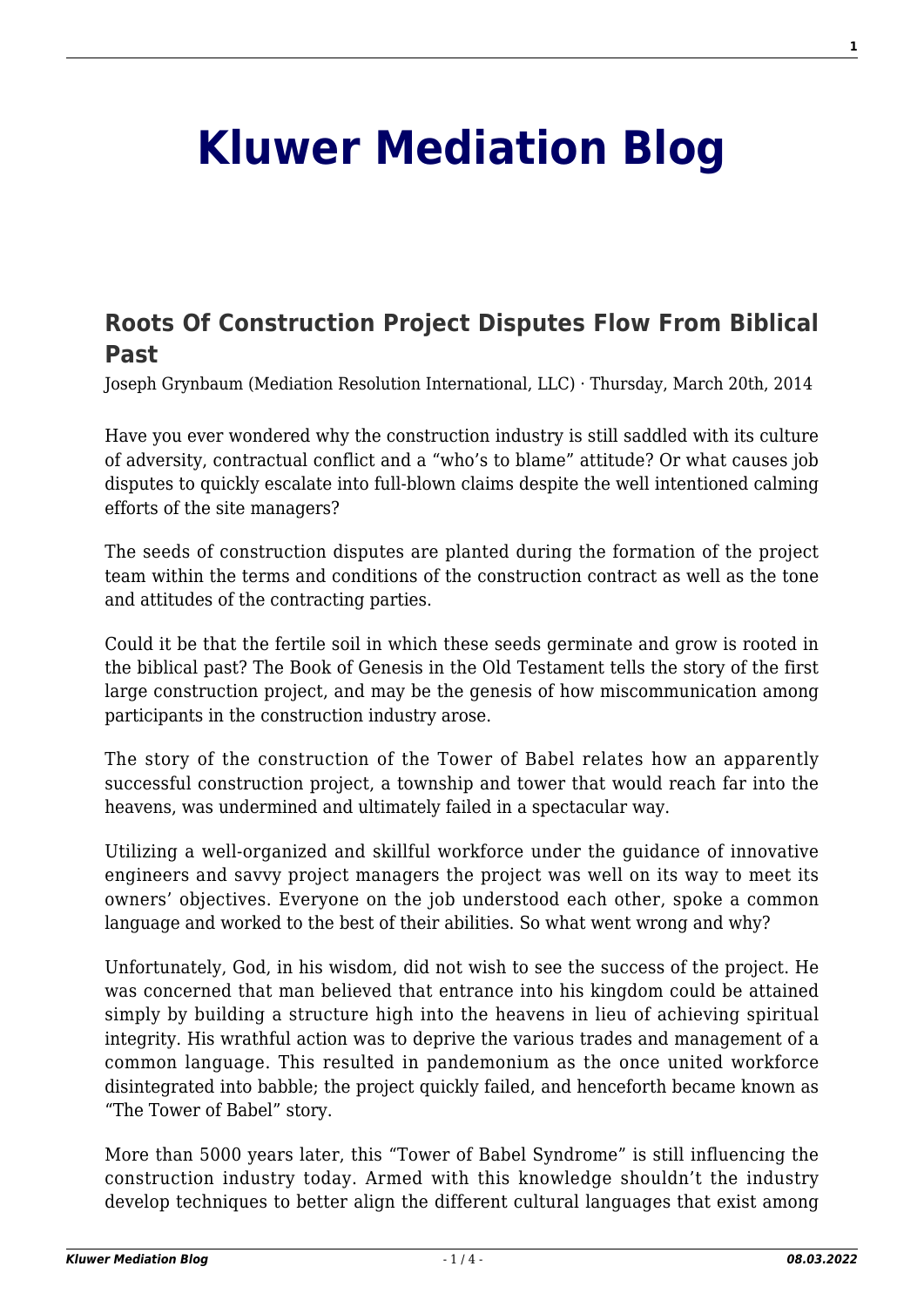# Kluwer Mediation Blog

## Roots Of Construction Project Disputes Flow From Biblical Past

Joseph Grynbaum (Mediation Resolution International, LLC) · Thursday, March 20th, 2014

Have you ever wondered why the construction industry is still saddled with its culture of adversity, contractual conflict and a "who's to blame" attitude? Or what causes job disputes to quickly escalate into full-blown claims despite the well intentioned calming efforts of the site managers?

The seeds of construction disputes are planted during the formation of the project team within the terms and conditions of the construction contract as well as the tone and attitudes of the contracting parties.

Could it be that the fertile soil in which these seeds germinate and grow is rooted in the biblical past? The Book of Genesis in the Old Testament tells the story of the first large construction project, and may be the genesis of how miscommunication among participants in the construction industry arose.

The story of the construction of the Tower of Babel relates how an apparently successful construction project, a township and tower that would reach far into the heavens, was undermined and ultimately failed in a spectacular way.

Utilizing a well-organized and skillful workforce under the guidance of innovative engineers and savvy project managers the project was well on its way to meet its owners' objectives. Everyone on the job understood each other, spoke a common language and worked to the best of their abilities. So what went wrong and why?

Unfortunately, God, in his wisdom, did not wish to see the success of the project. He was concerned that man believed that entrance into his kingdom could be attained simply by building a structure high into the heavens in lieu of achieving spiritual integrity. His wrathful action was to deprive the various trades and management of a common language. This resulted in pandemonium as the once united workforce disintegrated into babble; the project quickly failed, and henceforth became known as "The Tower of Babel" story.

More than 5000 years later, this "Tower of Babel Syndrome" is still influencing the construction industry today. Armed with this knowledge shouldn't the industry develop techniques to better align the different cultural languages that exist among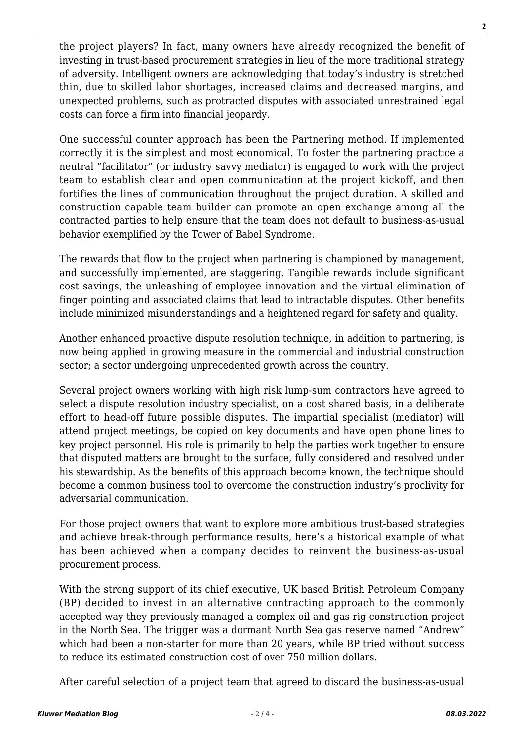the project players? In fact, many owners have already recognized the benefit of investing in trust-based procurement strategies in lieu of the more traditional strategy of adversity. Intelligent owners are acknowledging that today's industry is stretched thin, due to skilled labor shortages, increased claims and decreased margins, and unexpected problems, such as protracted disputes with associated unrestrained legal costs can force a firm into financial jeopardy.

One successful counter approach has been the Partnering method. If implemented correctly it is the simplest and most economical. To foster the partnering practice a neutral "facilitator" (or industry savvy mediator) is engaged to work with the project team to establish clear and open communication at the project kickoff, and then fortifies the lines of communication throughout the project duration. A skilled and construction capable team builder can promote an open exchange among all the contracted parties to help ensure that the team does not default to business-as-usual behavior exemplified by the Tower of Babel Syndrome.

The rewards that flow to the project when partnering is championed by management, and successfully implemented, are staggering. Tangible rewards include significant cost savings, the unleashing of employee innovation and the virtual elimination of finger pointing and associated claims that lead to intractable disputes. Other benefits include minimized misunderstandings and a heightened regard for safety and quality.

Another enhanced proactive dispute resolution technique, in addition to partnering, is now being applied in growing measure in the commercial and industrial construction sector; a sector undergoing unprecedented growth across the country.

Several project owners working with high risk lump-sum contractors have agreed to select a dispute resolution industry specialist, on a cost shared basis, in a deliberate effort to head-off future possible disputes. The impartial specialist (mediator) will attend project meetings, be copied on key documents and have open phone lines to key project personnel. His role is primarily to help the parties work together to ensure that disputed matters are brought to the surface, fully considered and resolved under his stewardship. As the benefits of this approach become known, the technique should become a common business tool to overcome the construction industry's proclivity for adversarial communication.

For those project owners that want to explore more ambitious trust-based strategies and achieve break-through performance results, here's a historical example of what has been achieved when a company decides to reinvent the business-as-usual procurement process.

With the strong support of its chief executive, UK based British Petroleum Company (BP) decided to invest in an alternative contracting approach to the commonly accepted way they previously managed a complex oil and gas rig construction project in the North Sea. The trigger was a dormant North Sea gas reserve named "Andrew" which had been a non-starter for more than 20 years, while BP tried without success to reduce its estimated construction cost of over 750 million dollars.

After careful selection of a project team that agreed to discard the business-as-usual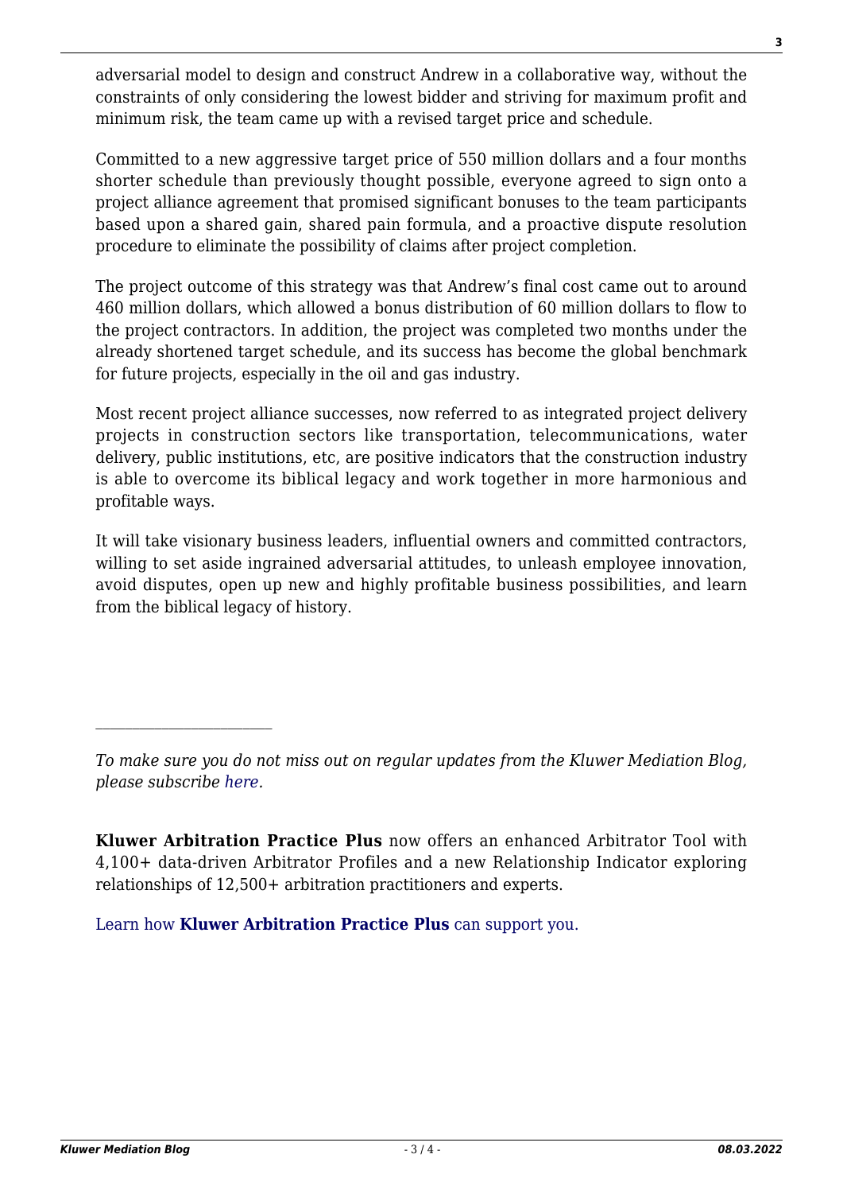adversarial model to design and construct Andrew in a collaborative way, without the constraints of only considering the lowest bidder and striving for maximum profit and minimum risk, the team came up with a revised target price and schedule.

Committed to a new aggressive target price of 550 million dollars and a four months shorter schedule than previously thought possible, everyone agreed to sign onto a project alliance agreement that promised significant bonuses to the team participants based upon a shared gain, shared pain formula, and a proactive dispute resolution procedure to eliminate the possibility of claims after project completion.

The project outcome of this strategy was that Andrew's final cost came out to around 460 million dollars, which allowed a bonus distribution of 60 million dollars to flow to the project contractors. In addition, the project was completed two months under the already shortened target schedule, and its success has become the global benchmark for future projects, especially in the oil and gas industry.

Most recent project alliance successes, now referred to as integrated project delivery projects in construction sectors like transportation, telecommunications, water delivery, public institutions, etc, are positive indicators that the construction industry is able to overcome its biblical legacy and work together in more harmonious and profitable ways.

It will take visionary business leaders, influential owners and committed contractors, willing to set aside ingrained adversarial attitudes, to unleash employee innovation, avoid disputes, open up new and highly profitable business possibilities, and learn from the biblical legacy of history.

---

*To make sure you do not miss out on regular updates from the Kluwer Mediation Blog, please subscribe here.*

**Kluwer Arbitration Practice Plus** now offers an enhanced Arbitrator Tool with 4,100+ data-driven Arbitrator Profiles and a new Relationship Indicator exploring relationships of 12,500+ arbitration practitioners and experts.

Learn how **Kluwer Arbitration Practice Plus** can support you.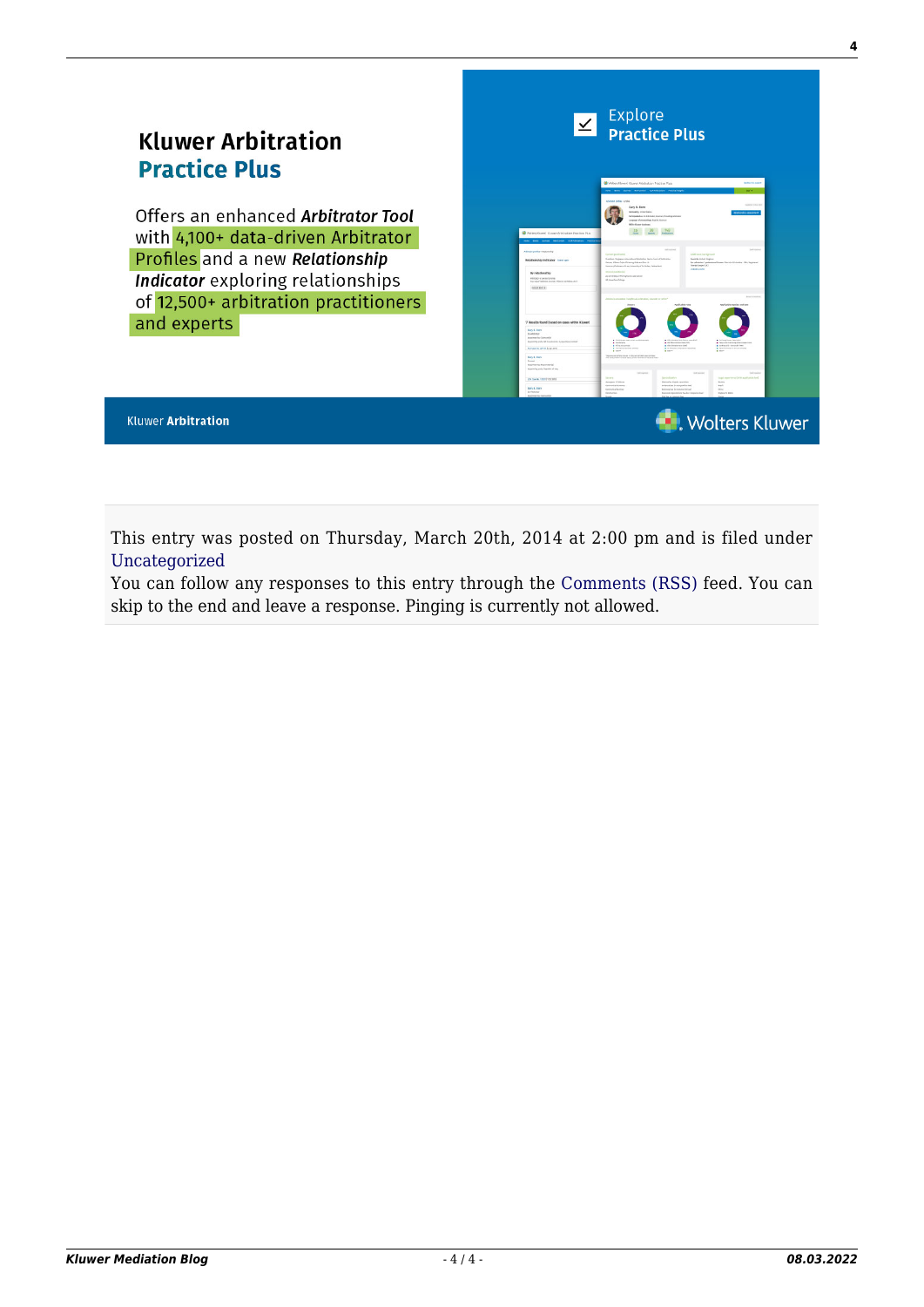**Kluwer Arbitration**
**Practice Plus**

Offers an enhanced ***Arbitrator Tool*** with 4,100+ data-driven Arbitrator Profiles and a new ***Relationship Indicator*** exploring relationships of 12,500+ arbitration practitioners and experts

Explore
**Practice Plus**

Kluwer **Arbitration**

Wolters Kluwer

This entry was posted on Thursday, March 20th, 2014 at 2:00 pm and is filed under Uncategorized
You can follow any responses to this entry through the Comments (RSS) feed. You can skip to the end and leave a response. Pinging is currently not allowed.